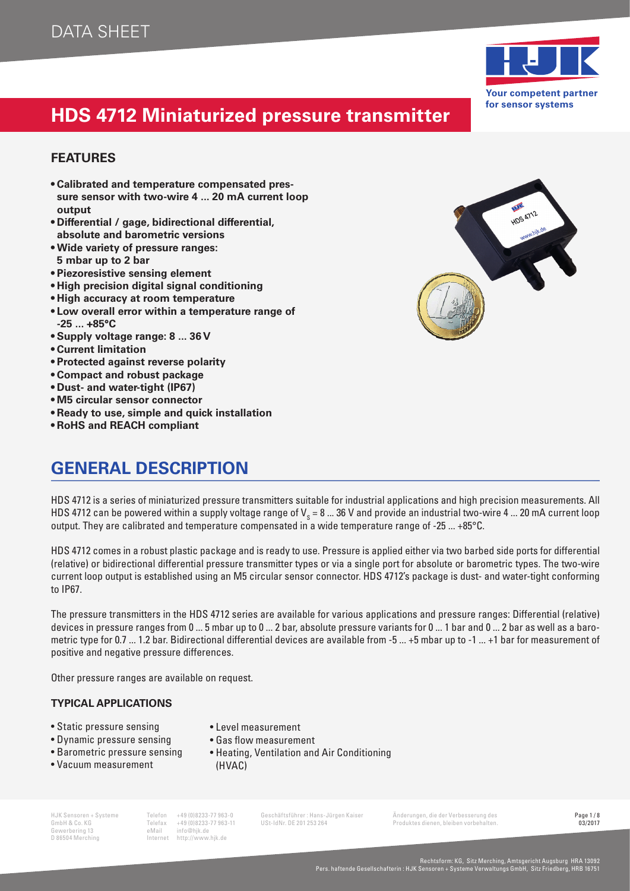DATA SHEET

# HDS 4712 Miniaturized pressure transmitter

## FEATURES

- **Calibrated and temperature compensated pressure sensor with two-wire 4 ... 20 mA current loop output**
- **Differential / gage, bidirectional differential, absolute and barometric versions**
- **Wide variety of pressure ranges: 5 mbar up to 2 bar**
- **Piezoresistive sensing element**
- **High precision digital signal conditioning**
- **High accuracy at room temperature**
- **Low overall error within a temperature range of -25 ... +85°C**
- **Supply voltage range: 8 ... 36 V**
- **Current limitation**
- **Protected against reverse polarity**
- **Compact and robust package**
- **Dust- and water-tight (IP67)**
- **M5 circular sensor connector**
- **Ready to use, simple and quick installation**
- **RoHS and REACH compliant**

## GENERAL DESCRIPTION

HDS 4712 is a series of miniaturized pressure transmitters suitable for industrial applications and high precision measurements. All HDS 4712 can be powered within a supply voltage range of $V_s$ = 8 ... 36 V and provide an industrial two-wire 4 ... 20 mA current loop output. They are calibrated and temperature compensated in a wide temperature range of -25 ... +85°C.

HDS 4712 comes in a robust plastic package and is ready to use. Pressure is applied either via two barbed side ports for differential (relative) or bidirectional differential pressure transmitter types or via a single port for absolute or barometric types. The two-wire current loop output is established using an M5 circular sensor connector. HDS 4712's package is dust- and water-tight conforming to IP67.

The pressure transmitters in the HDS 4712 series are available for various applications and pressure ranges: Differential (relative) devices in pressure ranges from 0 ... 5 mbar up to 0 ... 2 bar, absolute pressure variants for 0 ... 1 bar and 0 ... 2 bar as well as a barometric type for 0.7 ... 1.2 bar. Bidirectional differential devices are available from -5 ... +5 mbar up to -1 ... +1 bar for measurement of positive and negative pressure differences.

Other pressure ranges are available on request.

### TYPICAL APPLICATIONS

- Static pressure sensing
- Dynamic pressure sensing
- Barometric pressure sensing
- Vacuum measurement
- Level measurement
- Gas flow measurement
- Heating, Ventilation and Air Conditioning (HVAC)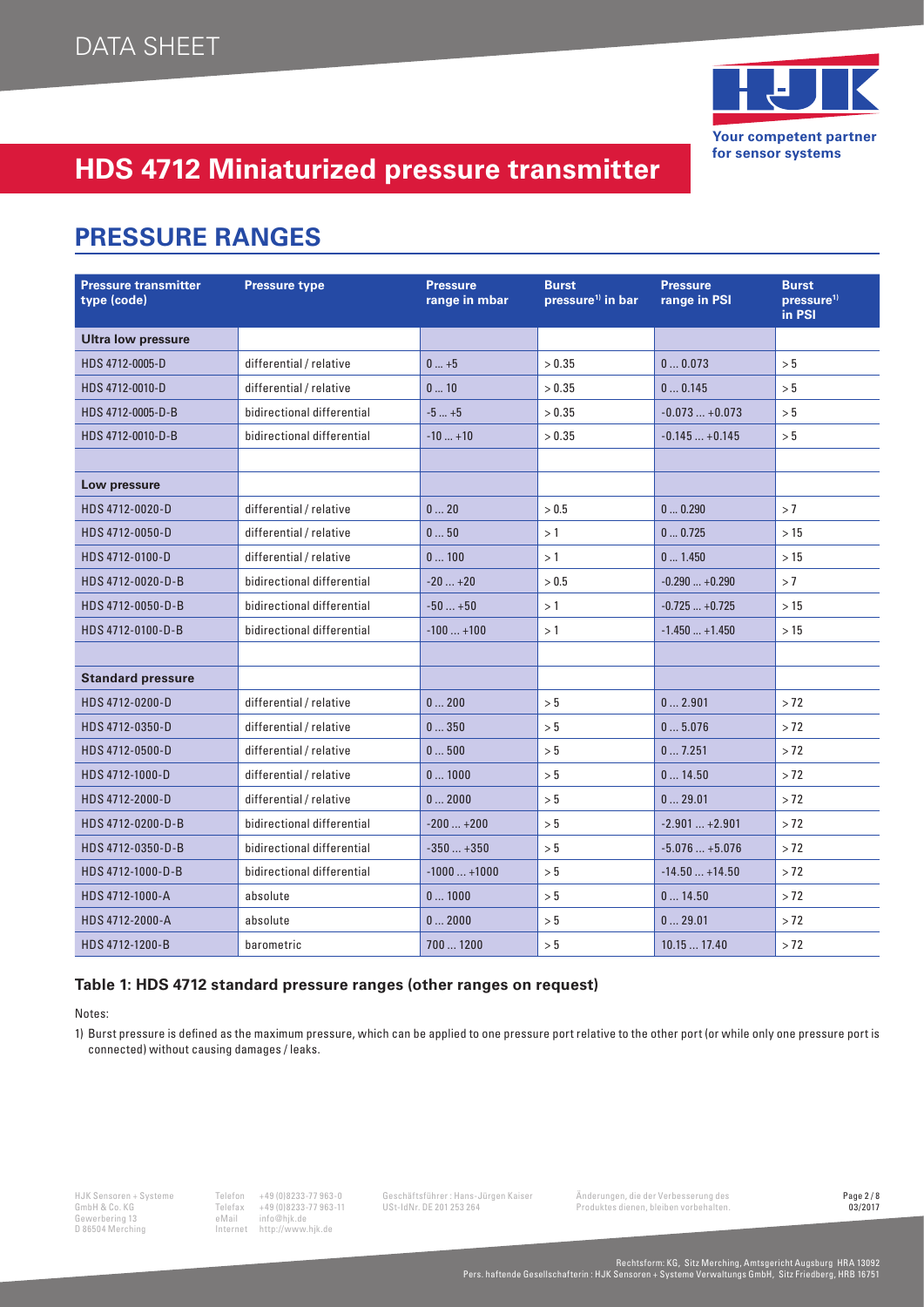# HDS 4712 Miniaturized pressure transmitter

## PRESSURE RANGES

| Pressure transmitter type (code) | Pressure type | Pressure range in mbar | Burst pressure[1] in bar | Pressure range in PSI | Burst pressure[1] in PSI |
|---|---|---|---|---|---|
| **Ultra low pressure** | | | | | |
| HDS 4712-0005-D | differential / relative | 0 ... +5 | > 0.35 | 0 ... 0.073 | > 5 |
| HDS 4712-0010-D | differential / relative | 0 ... 10 | > 0.35 | 0 ... 0.145 | > 5 |
| HDS 4712-0005-D-B | bidirectional differential | -5 ... +5 | > 0.35 | -0.073 ... +0.073 | > 5 |
| HDS 4712-0010-D-B | bidirectional differential | -10 ... +10 | > 0.35 | -0.145 ... +0.145 | > 5 |
| | | | | | |
| **Low pressure** | | | | | |
| HDS 4712-0020-D | differential / relative | 0 ... 20 | > 0.5 | 0 ... 0.290 | > 7 |
| HDS 4712-0050-D | differential / relative | 0 ... 50 | > 1 | 0 ... 0.725 | > 15 |
| HDS 4712-0100-D | differential / relative | 0 ... 100 | > 1 | 0 ... 1.450 | > 15 |
| HDS 4712-0020-D-B | bidirectional differential | -20 ... +20 | > 0.5 | -0.290 ... +0.290 | > 7 |
| HDS 4712-0050-D-B | bidirectional differential | -50 ... +50 | > 1 | -0.725 ... +0.725 | > 15 |
| HDS 4712-0100-D-B | bidirectional differential | -100 ... +100 | > 1 | -1.450 ... +1.450 | > 15 |
| | | | | | |
| **Standard pressure** | | | | | |
| HDS 4712-0200-D | differential / relative | 0 ... 200 | > 5 | 0 ... 2.901 | > 72 |
| HDS 4712-0350-D | differential / relative | 0 ... 350 | > 5 | 0 ... 5.076 | > 72 |
| HDS 4712-0500-D | differential / relative | 0 ... 500 | > 5 | 0 ... 7.251 | > 72 |
| HDS 4712-1000-D | differential / relative | 0 ... 1000 | > 5 | 0 ... 14.50 | > 72 |
| HDS 4712-2000-D | differential / relative | 0 ... 2000 | > 5 | 0 ... 29.01 | > 72 |
| HDS 4712-0200-D-B | bidirectional differential | -200 ... +200 | > 5 | -2.901 ... +2.901 | > 72 |
| HDS 4712-0350-D-B | bidirectional differential | -350 ... +350 | > 5 | -5.076 ... +5.076 | > 72 |
| HDS 4712-1000-D-B | bidirectional differential | -1000 ... +1000 | > 5 | -14.50 ... +14.50 | > 72 |
| HDS 4712-1000-A | absolute | 0 ... 1000 | > 5 | 0 ... 14.50 | > 72 |
| HDS 4712-2000-A | absolute | 0 ... 2000 | > 5 | 0 ... 29.01 | > 72 |
| HDS 4712-1200-B | barometric | 700 ... 1200 | > 5 | 10.15 ... 17.40 | > 72 |

**Table 1: HDS 4712 standard pressure ranges (other ranges on request)**

Notes:

1) Burst pressure is defined as the maximum pressure, which can be applied to one pressure port relative to the other port (or while only one pressure port is connected) without causing damages / leaks.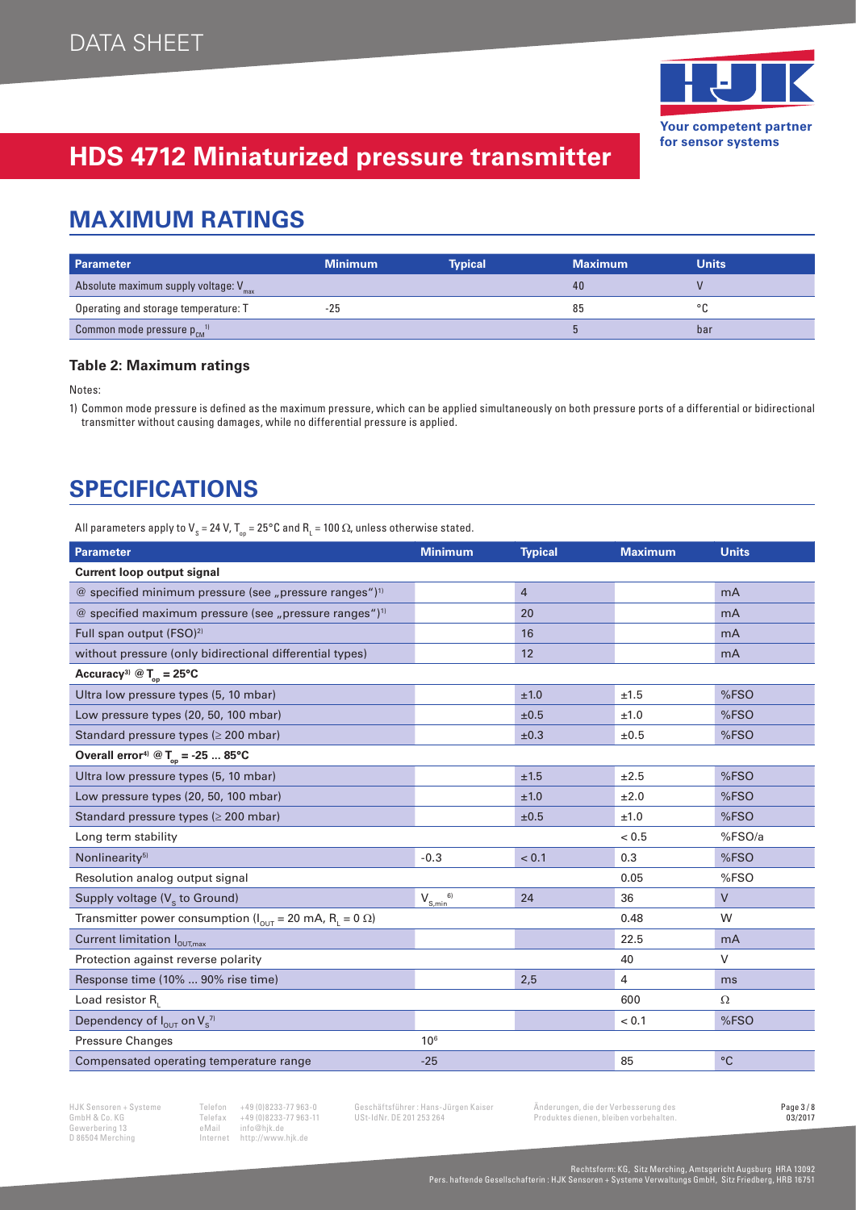# HDS 4712 Miniaturized pressure transmitter

## MAXIMUM RATINGS

| Parameter | Minimum | Typical | Maximum | Units |
|---|---|---|---|---|
| Absolute maximum supply voltage: $V_{max}$ | | | 40 | V |
| Operating and storage temperature: T | -25 | | 85 | °C |
| Common mode pressure $p_{CM}$ [1] | | | 5 | bar |

**Table 2: Maximum ratings**

Notes:

1) Common mode pressure is defined as the maximum pressure, which can be applied simultaneously on both pressure ports of a differential or bidirectional transmitter without causing damages, while no differential pressure is applied.

## SPECIFICATIONS

All parameters apply to $V_S$ = 24 V, $T_{op}$ = 25°C and $R_L$ = 100 Ω, unless otherwise stated.

| Parameter | Minimum | Typical | Maximum | Units |
|---|---|---|---|---|
| **Current loop output signal** | | | | |
| @ specified minimum pressure (see „pressure ranges")[1] | | 4 | | mA |
| @ specified maximum pressure (see „pressure ranges")[1] | | 20 | | mA |
| Full span output (FSO)[2] | | 16 | | mA |
| without pressure (only bidirectional differential types) | | 12 | | mA |
| **Accuracy[3] @ $T_{op}$ = 25°C** | | | | |
| Ultra low pressure types (5, 10 mbar) | | ±1.0 | ±1.5 | %FSO |
| Low pressure types (20, 50, 100 mbar) | | ±0.5 | ±1.0 | %FSO |
| Standard pressure types (≥ 200 mbar) | | ±0.3 | ±0.5 | %FSO |
| **Overall error[4] @ $T_{op}$ = -25 ... 85°C** | | | | |
| Ultra low pressure types (5, 10 mbar) | | ±1.5 | ±2.5 | %FSO |
| Low pressure types (20, 50, 100 mbar) | | ±1.0 | ±2.0 | %FSO |
| Standard pressure types (≥ 200 mbar) | | ±0.5 | ±1.0 | %FSO |
| Long term stability | | | < 0.5 | %FSO/a |
| Nonlinearity[5] | -0.3 | < 0.1 | 0.3 | %FSO |
| Resolution analog output signal | | | 0.05 | %FSO |
| Supply voltage ($V_S$ to Ground) | $V_{S,min}$ [6] | 24 | 36 | V |
| Transmitter power consumption ($I_{OUT}$ = 20 mA, $R_L$ = 0 Ω) | | | 0.48 | W |
| Current limitation $I_{OUT,max}$ | | | 22.5 | mA |
| Protection against reverse polarity | | | 40 | V |
| Response time (10% ... 90% rise time) | | 2,5 | 4 | ms |
| Load resistor $R_L$ | | | 600 | Ω |
| Dependency of $I_{OUT}$ on $V_S$ [7] | | | < 0.1 | %FSO |
| Pressure Changes | $10^6$ | | | |
| Compensated operating temperature range | -25 | | 85 | °C |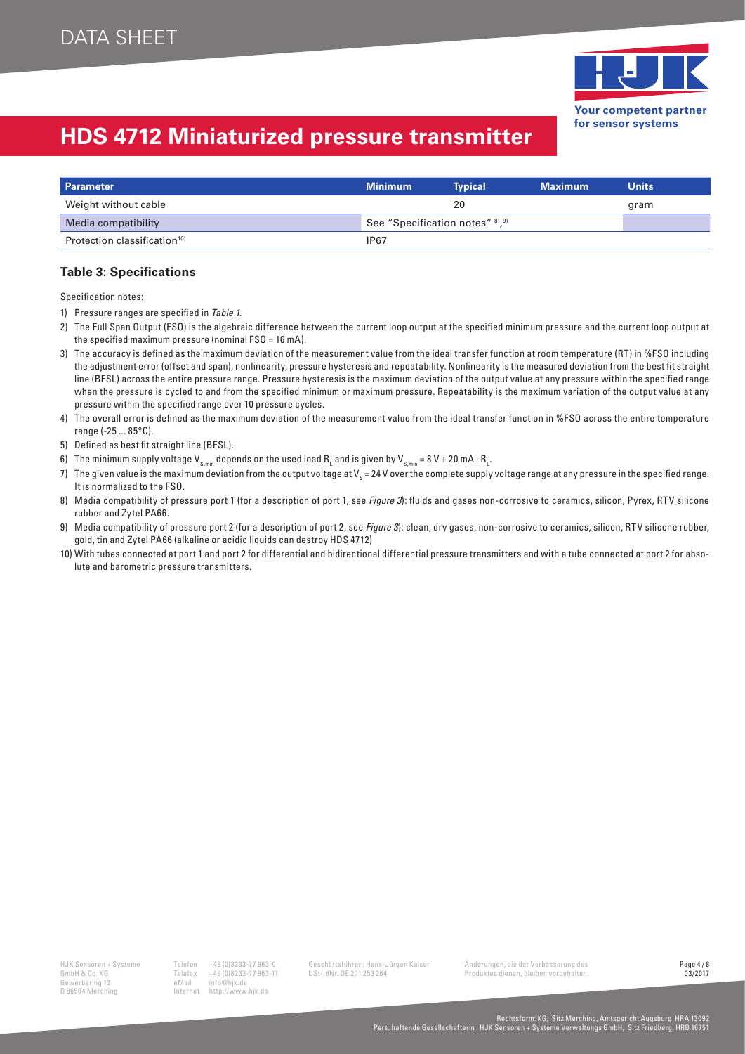# HDS 4712 Miniaturized pressure transmitter

| Parameter | Minimum | Typical | Maximum | Units |
|---|---|---|---|---|
| Weight without cable | | 20 | | gram |
| Media compatibility | See "Specification notes" [8), 9)] | | | |
| Protection classification[10)] | IP67 | | | |

### Table 3: Specifications

Specification notes:

1) Pressure ranges are specified in *Table 1*.
2) The Full Span Output (FSO) is the algebraic difference between the current loop output at the specified minimum pressure and the current loop output at the specified maximum pressure (nominal FSO = 16 mA).
3) The accuracy is defined as the maximum deviation of the measurement value from the ideal transfer function at room temperature (RT) in %FSO including the adjustment error (offset and span), nonlinearity, pressure hysteresis and repeatability. Nonlinearity is the measured deviation from the best fit straight line (BFSL) across the entire pressure range. Pressure hysteresis is the maximum deviation of the output value at any pressure within the specified range when the pressure is cycled to and from the specified minimum or maximum pressure. Repeatability is the maximum variation of the output value at any pressure within the specified range over 10 pressure cycles.
4) The overall error is defined as the maximum deviation of the measurement value from the ideal transfer function in %FSO across the entire temperature range (-25 ... 85°C).
5) Defined as best fit straight line (BFSL).
6) The minimum supply voltage $V_{S,min}$ depends on the used load $R_L$ and is given by $V_{S,min} = 8\,V + 20\,mA \cdot R_L$.
7) The given value is the maximum deviation from the output voltage at $V_S = 24\,V$ over the complete supply voltage range at any pressure in the specified range. It is normalized to the FSO.
8) Media compatibility of pressure port 1 (for a description of port 1, see *Figure 3*): fluids and gases non-corrosive to ceramics, silicon, Pyrex, RTV silicone rubber and Zytel PA66.
9) Media compatibility of pressure port 2 (for a description of port 2, see *Figure 3*): clean, dry gases, non-corrosive to ceramics, silicon, RTV silicone rubber, gold, tin and Zytel PA66 (alkaline or acidic liquids can destroy HDS 4712)
10) With tubes connected at port 1 and port 2 for differential and bidirectional differential pressure transmitters and with a tube connected at port 2 for absolute and barometric pressure transmitters.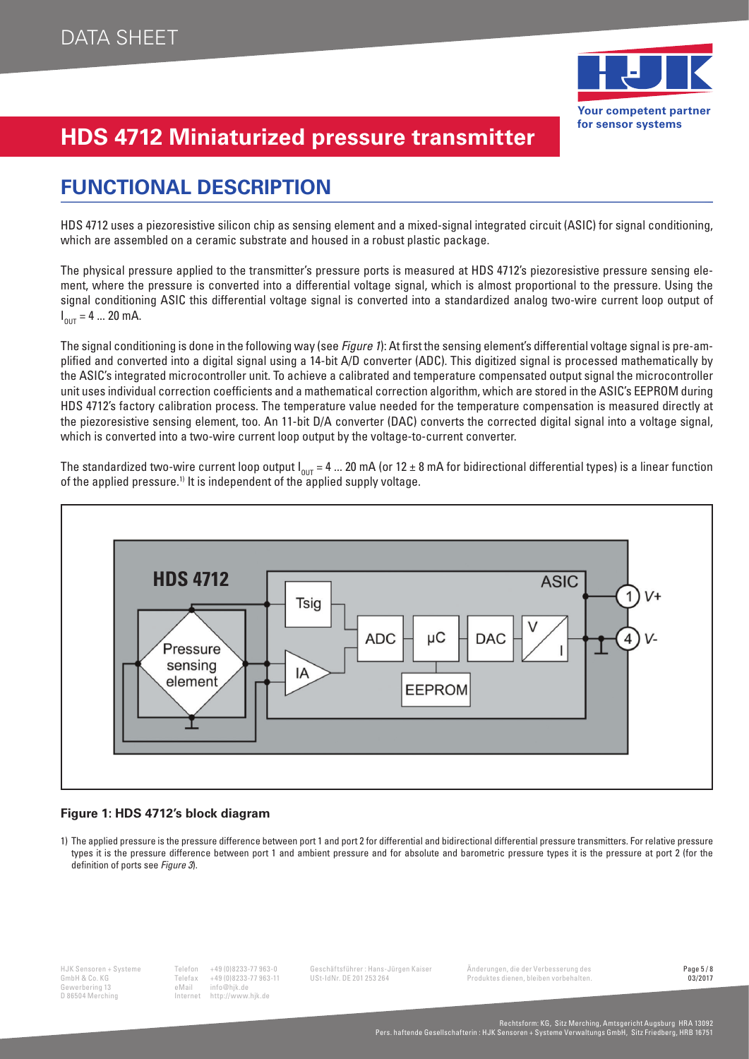# HDS 4712 Miniaturized pressure transmitter

## FUNCTIONAL DESCRIPTION

HDS 4712 uses a piezoresistive silicon chip as sensing element and a mixed-signal integrated circuit (ASIC) for signal conditioning, which are assembled on a ceramic substrate and housed in a robust plastic package.

The physical pressure applied to the transmitter's pressure ports is measured at HDS 4712's piezoresistive pressure sensing element, where the pressure is converted into a differential voltage signal, which is almost proportional to the pressure. Using the signal conditioning ASIC this differential voltage signal is converted into a standardized analog two-wire current loop output of $I_{OUT}$ = 4 ... 20 mA.

The signal conditioning is done in the following way (see *Figure 1*): At first the sensing element's differential voltage signal is pre-amplified and converted into a digital signal using a 14-bit A/D converter (ADC). This digitized signal is processed mathematically by the ASIC's integrated microcontroller unit. To achieve a calibrated and temperature compensated output signal the microcontroller unit uses individual correction coefficients and a mathematical correction algorithm, which are stored in the ASIC's EEPROM during HDS 4712's factory calibration process. The temperature value needed for the temperature compensation is measured directly at the piezoresistive sensing element, too. An 11-bit D/A converter (DAC) converts the corrected digital signal into a voltage signal, which is converted into a two-wire current loop output by the voltage-to-current converter.

The standardized two-wire current loop output $I_{OUT}$ = 4 ... 20 mA (or 12 ± 8 mA for bidirectional differential types) is a linear function of the applied pressure.[1] It is independent of the applied supply voltage.

**Figure 1: HDS 4712's block diagram**

1) The applied pressure is the pressure difference between port 1 and port 2 for differential and bidirectional differential pressure transmitters. For relative pressure types it is the pressure difference between port 1 and ambient pressure and for absolute and barometric pressure types it is the pressure at port 2 (for the definition of ports see *Figure 3*).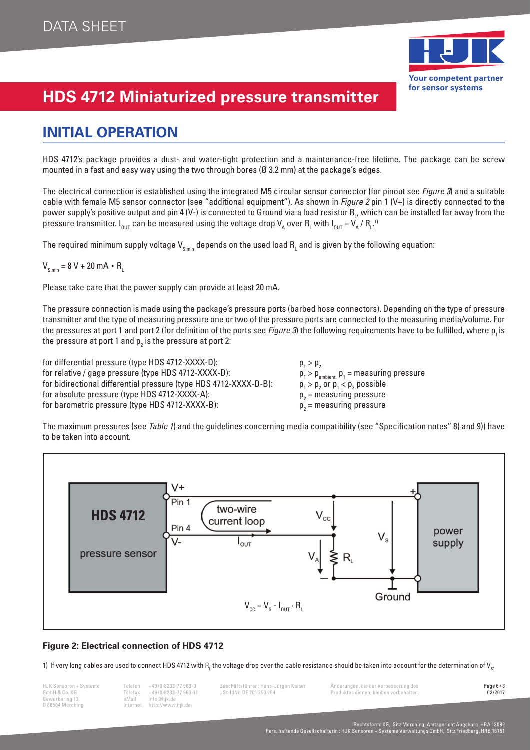# HDS 4712 Miniaturized pressure transmitter

## INITIAL OPERATION

HDS 4712's package provides a dust- and water-tight protection and a maintenance-free lifetime. The package can be screw mounted in a fast and easy way using the two through bores (Ø 3.2 mm) at the package's edges.

The electrical connection is established using the integrated M5 circular sensor connector (for pinout see *Figure 3*) and a suitable cable with female M5 sensor connector (see "additional equipment"). As shown in *Figure 2* pin 1 (V+) is directly connected to the power supply's positive output and pin 4 (V-) is connected to Ground via a load resistor $R_L$, which can be installed far away from the pressure transmitter. $I_{OUT}$ can be measured using the voltage drop $V_A$ over $R_L$ with $I_{OUT} = V_A / R_L$.[1]

The required minimum supply voltage $V_{S,min}$ depends on the used load $R_L$ and is given by the following equation:

$$V_{S,min} = 8\text{ V} + 20\text{ mA} \cdot R_L$$

Please take care that the power supply can provide at least 20 mA.

The pressure connection is made using the package's pressure ports (barbed hose connectors). Depending on the type of pressure transmitter and the type of measuring pressure one or two of the pressure ports are connected to the measuring media/volume. For the pressures at port 1 and port 2 (for definition of the ports see *Figure 3*) the following requirements have to be fulfilled, where $p_1$ is the pressure at port 1 and $p_2$ is the pressure at port 2:

| | |
|---|---|
| for differential pressure (type HDS 4712-XXXX-D): | $p_1 > p_2$ |
| for relative / gage pressure (type HDS 4712-XXXX-D): | $p_1 > p_{ambient}$, $p_1$ = measuring pressure |
| for bidirectional differential pressure (type HDS 4712-XXXX-D-B): | $p_1 > p_2$ or $p_1 < p_2$ possible |
| for absolute pressure (type HDS 4712-XXXX-A): | $p_2$ = measuring pressure |
| for barometric pressure (type HDS 4712-XXXX-B): | $p_2$ = measuring pressure |

The maximum pressures (see *Table 1*) and the guidelines concerning media compatibility (see "Specification notes" 8) and 9)) have to be taken into account.

HDS 4712 pressure sensor — Pin 1 (V+), Pin 4 (V-) — two-wire current loop — $I_{OUT}$ — $V_{CC}$ — $V_A$ — $R_L$ — $V_s$ — power supply — Ground

$$V_{CC} = V_S - I_{OUT} \cdot R_L$$

**Figure 2: Electrical connection of HDS 4712**

1) If very long cables are used to connect HDS 4712 with $R_L$ the voltage drop over the cable resistance should be taken into account for the determination of $V_S$.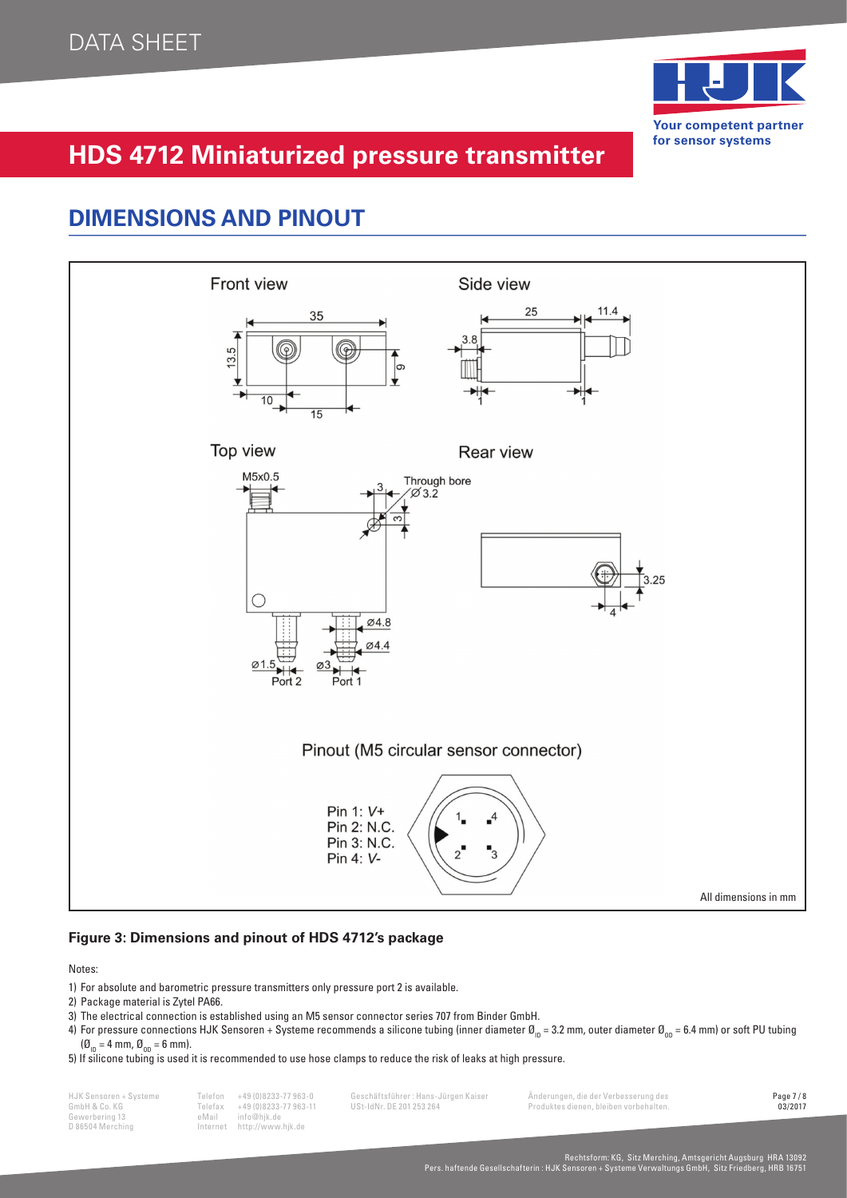# HDS 4712 Miniaturized pressure transmitter

## DIMENSIONS AND PINOUT

Front view

Side view

Top view

Rear view

Pinout (M5 circular sensor connector)

Pin 1: V+
Pin 2: N.C.
Pin 3: N.C.
Pin 4: V-

All dimensions in mm

**Figure 3: Dimensions and pinout of HDS 4712's package**

Notes:

1) For absolute and barometric pressure transmitters only pressure port 2 is available.
2) Package material is Zytel PA66.
3) The electrical connection is established using an M5 sensor connector series 707 from Binder GmbH.
4) For pressure connections HJK Sensoren + Systeme recommends a silicone tubing (inner diameter $Ø_{ID}$ = 3.2 mm, outer diameter $Ø_{OD}$ = 6.4 mm) or soft PU tubing ($Ø_{ID}$ = 4 mm, $Ø_{OD}$ = 6 mm).
5) If silicone tubing is used it is recommended to use hose clamps to reduce the risk of leaks at high pressure.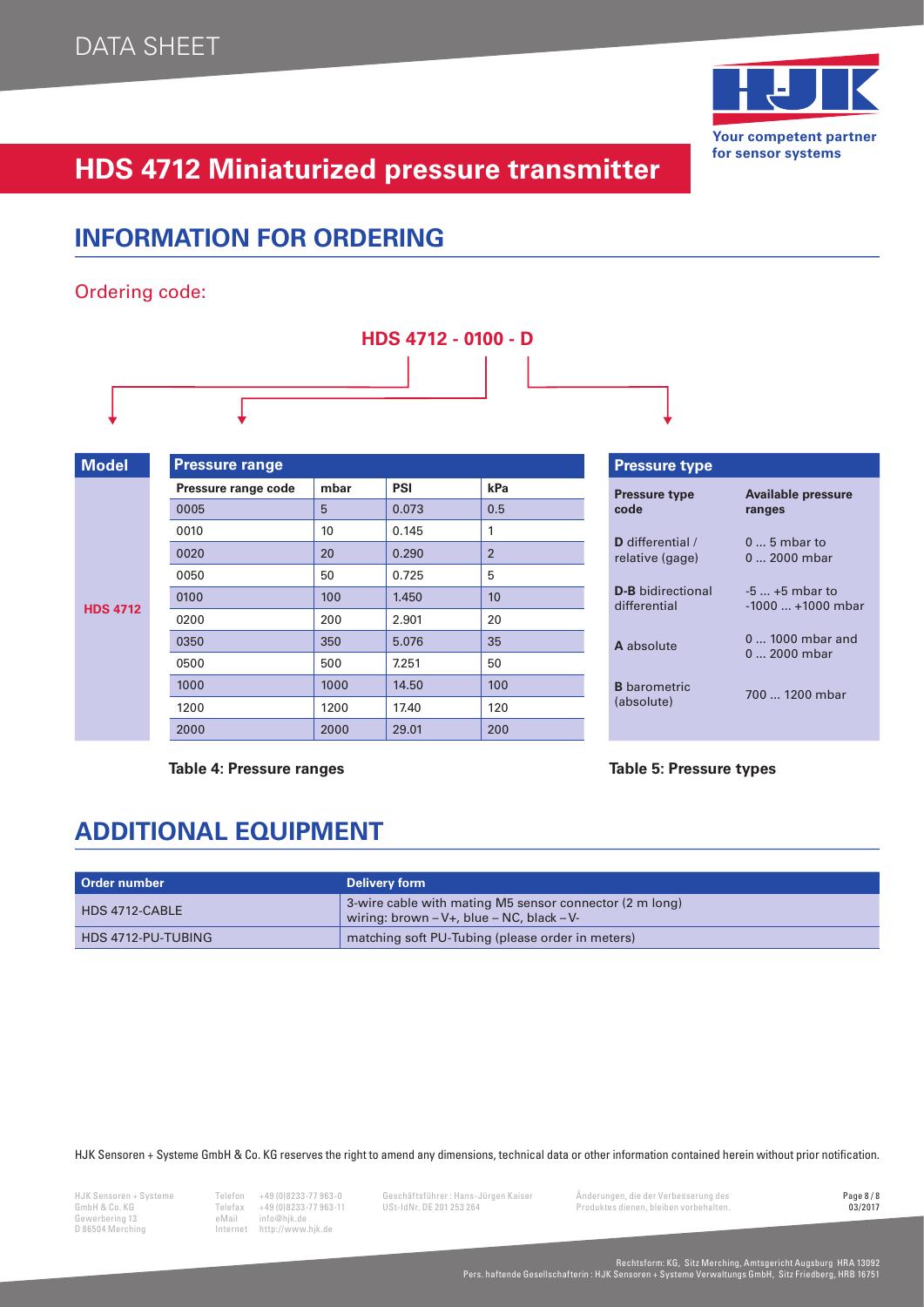# HDS 4712 Miniaturized pressure transmitter

## INFORMATION FOR ORDERING

Ordering code:

**HDS 4712 - 0100 - D**

| Model | Pressure range code | mbar | PSI | kPa |
|---|---|---|---|---|
| HDS 4712 | 0005 | 5 | 0.073 | 0.5 |
| | 0010 | 10 | 0.145 | 1 |
| | 0020 | 20 | 0.290 | 2 |
| | 0050 | 50 | 0.725 | 5 |
| | 0100 | 100 | 1.450 | 10 |
| | 0200 | 200 | 2.901 | 20 |
| | 0350 | 350 | 5.076 | 35 |
| | 0500 | 500 | 7.251 | 50 |
| | 1000 | 1000 | 14.50 | 100 |
| | 1200 | 1200 | 17.40 | 120 |
| | 2000 | 2000 | 29.01 | 200 |

**Table 4: Pressure ranges**

| Pressure type code | Available pressure ranges |
|---|---|
| **D** differential / relative (gage) | 0 ... 5 mbar to 0 ... 2000 mbar |
| **D-B** bidirectional differential | -5 ... +5 mbar to -1000 ... +1000 mbar |
| **A** absolute | 0 ... 1000 mbar and 0 ... 2000 mbar |
| **B** barometric (absolute) | 700 ... 1200 mbar |

**Table 5: Pressure types**

## ADDITIONAL EQUIPMENT

| Order number | Delivery form |
|---|---|
| HDS 4712-CABLE | 3-wire cable with mating M5 sensor connector (2 m long) wiring: brown – V+, blue – NC, black – V- |
| HDS 4712-PU-TUBING | matching soft PU-Tubing (please order in meters) |

HJK Sensoren + Systeme GmbH & Co. KG reserves the right to amend any dimensions, technical data or other information contained herein without prior notification.

HJK Sensoren + Systeme GmbH & Co. KG
Gewerbering 13
D 86504 Merching

Telefon +49 (0)8233-77 963-0
Telefax +49 (0)8233-77 963-11
eMail info@hjk.de
Internet http://www.hjk.de

Geschäftsführer: Hans-Jürgen Kaiser
USt-IdNr. DE 201 253 264

Änderungen, die der Verbesserung des Produktes dienen, bleiben vorbehalten.

03/2017

Rechtsform: KG, Sitz Merching, Amtsgericht Augsburg HRA 13092
Pers. haftende Gesellschafterin: HJK Sensoren + Systeme Verwaltungs GmbH, Sitz Friedberg, HRB 16751